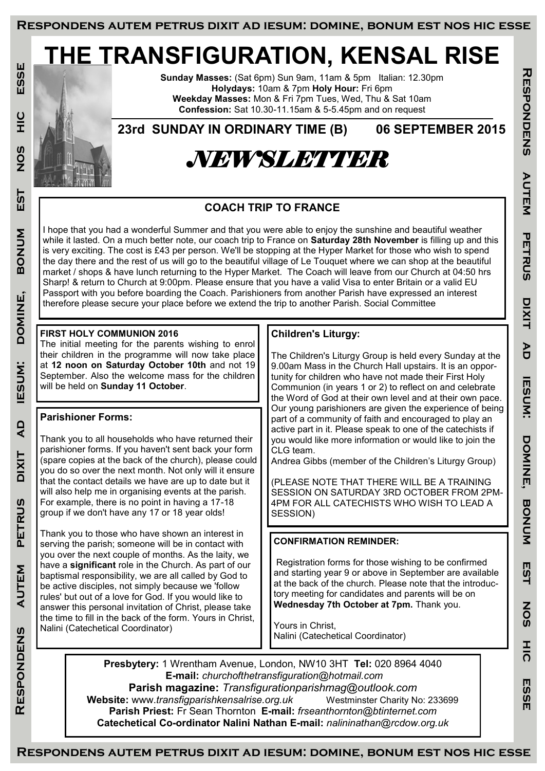# THE TRANSFIGURATION, KENSAL RISE

**Sunday Masses:** (Sat 6pm) Sun 9am, 11am & 5pm Italian: 12.30pm
**Holydays:** 10am & 7pm **Holy Hour:** Fri 6pm
**Weekday Masses:** Mon & Fri 7pm Tues, Wed, Thu & Sat 10am
**Confession:** Sat 10.30-11.15am & 5-5.45pm and on request

## 23rd SUNDAY IN ORDINARY TIME (B) 06 SEPTEMBER 2015

## *NEWSLETTER*

### COACH TRIP TO FRANCE

I hope that you had a wonderful Summer and that you were able to enjoy the sunshine and beautiful weather while it lasted. On a much better note, our coach trip to France on **Saturday 28th November** is filling up and this is very exciting. The cost is £43 per person. We'll be stopping at the Hyper Market for those who wish to spend the day there and the rest of us will go to the beautiful village of Le Touquet where we can shop at the beautiful market / shops & have lunch returning to the Hyper Market. The Coach will leave from our Church at 04:50 hrs Sharp! & return to Church at 9:00pm. Please ensure that you have a valid Visa to enter Britain or a valid EU Passport with you before boarding the Coach. Parishioners from another Parish have expressed an interest therefore please secure your place before we extend the trip to another Parish. Social Committee

### FIRST HOLY COMMUNION 2016

The initial meeting for the parents wishing to enrol their children in the programme will now take place at **12 noon on Saturday October 10th** and not 19 September. Also the welcome mass for the children will be held on **Sunday 11 October**.

### Parishioner Forms:

Thank you to all households who have returned their parishioner forms. If you haven't sent back your form (spare copies at the back of the church), please could you do so over the next month. Not only will it ensure that the contact details we have are up to date but it will also help me in organising events at the parish. For example, there is no point in having a 17-18 group if we don't have any 17 or 18 year olds!

Thank you to those who have shown an interest in serving the parish; someone will be in contact with you over the next couple of months. As the laity, we have a **significant** role in the Church. As part of our baptismal responsibility, we are all called by God to be active disciples, not simply because we 'follow rules' but out of a love for God. If you would like to answer this personal invitation of Christ, please take the time to fill in the back of the form. Yours in Christ, Nalini (Catechetical Coordinator)

### Children's Liturgy:

The Children's Liturgy Group is held every Sunday at the 9.00am Mass in the Church Hall upstairs. It is an opportunity for children who have not made their First Holy Communion (in years 1 or 2) to reflect on and celebrate the Word of God at their own level and at their own pace. Our young parishioners are given the experience of being part of a community of faith and encouraged to play an active part in it. Please speak to one of the catechists if you would like more information or would like to join the CLG team.
Andrea Gibbs (member of the Children's Liturgy Group)

(PLEASE NOTE THAT THERE WILL BE A TRAINING SESSION ON SATURDAY 3RD OCTOBER FROM 2PM-4PM FOR ALL CATECHISTS WHO WISH TO LEAD A SESSION)

### CONFIRMATION REMINDER:

Registration forms for those wishing to be confirmed and starting year 9 or above in September are available at the back of the church. Please note that the introductory meeting for candidates and parents will be on **Wednesday 7th October at 7pm.** Thank you.

Yours in Christ,
Nalini (Catechetical Coordinator)

**Presbytery:** 1 Wrentham Avenue, London, NW10 3HT **Tel:** 020 8964 4040
**E-mail:** *churchofthetransfiguration@hotmail.com*
**Parish magazine:** *Transfigurationparishmag@outlook.com*
**Website:** www.*transfigparishkensalrise.org.uk* Westminster Charity No: 233699
**Parish Priest:** Fr Sean Thornton **E-mail:** *frseanthornton@btinternet.com*
**Catechetical Co-ordinator Nalini Nathan E-mail:** *nalininathan@rcdow.org.uk*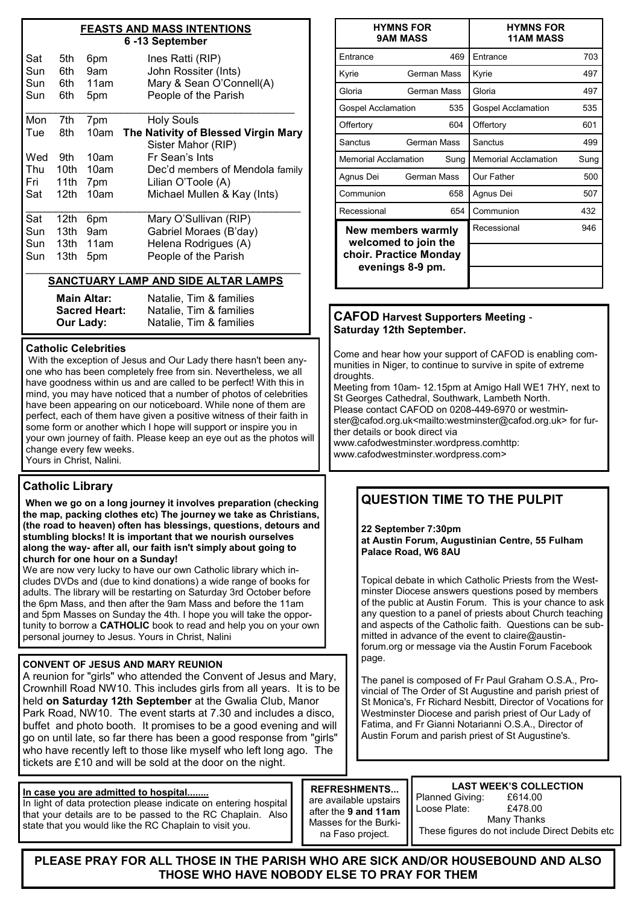## FEASTS AND MASS INTENTIONS
**6 -13 September**

| | | | |
|---|---|---|---|
| Sat | 5th | 6pm | Ines Ratti (RIP) |
| Sun | 6th | 9am | John Rossiter (Ints) |
| Sun | 6th | 11am | Mary & Sean O'Connell(A) |
| Sun | 6th | 5pm | People of the Parish |
| Mon | 7th | 7pm | Holy Souls |
| Tue | 8th | 10am | **The Nativity of Blessed Virgin Mary** Sister Mahor (RIP) |
| Wed | 9th | 10am | Fr Sean's Ints |
| Thu | 10th | 10am | Dec'd members of Mendola family |
| Fri | 11th | 7pm | Lilian O'Toole (A) |
| Sat | 12th | 10am | Michael Mullen & Kay (Ints) |
| Sat | 12th | 6pm | Mary O'Sullivan (RIP) |
| Sun | 13th | 9am | Gabriel Moraes (B'day) |
| Sun | 13th | 11am | Helena Rodrigues (A) |
| Sun | 13th | 5pm | People of the Parish |

### SANCTUARY LAMP AND SIDE ALTAR LAMPS

| | |
|---|---|
| **Main Altar:** | Natalie, Tim & families |
| **Sacred Heart:** | Natalie, Tim & families |
| **Our Lady:** | Natalie, Tim & families |

| HYMNS FOR 9AM MASS | | HYMNS FOR 11AM MASS | |
|---|---|---|---|
| Entrance | 469 | Entrance | 703 |
| Kyrie | German Mass | Kyrie | 497 |
| Gloria | German Mass | Gloria | 497 |
| Gospel Acclamation | 535 | Gospel Acclamation | 535 |
| Offertory | 604 | Offertory | 601 |
| Sanctus | German Mass | Sanctus | 499 |
| Memorial Acclamation | Sung | Memorial Acclamation | Sung |
| Agnus Dei | German Mass | Our Father | 500 |
| Communion | 658 | Agnus Dei | 507 |
| Recessional | 654 | Communion | 432 |
| | | Recessional | 946 |

**New members warmly welcomed to join the choir. Practice Monday evenings 8-9 pm.**

### Catholic Celebrities

With the exception of Jesus and Our Lady there hasn't been anyone who has been completely free from sin. Nevertheless, we all have goodness within us and are called to be perfect! With this in mind, you may have noticed that a number of photos of celebrities have been appearing on our noticeboard. While none of them are perfect, each of them have given a positive witness of their faith in some form or another which I hope will support or inspire you in your own journey of faith. Please keep an eye out as the photos will change every few weeks.
Yours in Christ, Nalini.

### CAFOD Harvest Supporters Meeting - Saturday 12th September.

Come and hear how your support of CAFOD is enabling communities in Niger, to continue to survive in spite of extreme droughts.
Meeting from 10am- 12.15pm at Amigo Hall WE1 7HY, next to St Georges Cathedral, Southwark, Lambeth North.
Please contact CAFOD on 0208-449-6970 or westminster@cafod.org.uk<mailto:westminster@cafod.org.uk> for further details or book direct via www.cafodwestminster.wordpress.comhttp: www.cafodwestminster.wordpress.com>

### Catholic Library

**When we go on a long journey it involves preparation (checking the map, packing clothes etc) The journey we take as Christians, (the road to heaven) often has blessings, questions, detours and stumbling blocks! It is important that we nourish ourselves along the way- after all, our faith isn't simply about going to church for one hour on a Sunday!**

We are now very lucky to have our own Catholic library which includes DVDs and (due to kind donations) a wide range of books for adults. The library will be restarting on Saturday 3rd October before the 6pm Mass, and then after the 9am Mass and before the 11am and 5pm Masses on Sunday the 4th. I hope you will take the opportunity to borrow a **CATHOLIC** book to read and help you on your own personal journey to Jesus. Yours in Christ, Nalini

## QUESTION TIME TO THE PULPIT

**22 September 7:30pm**
**at Austin Forum, Augustinian Centre, 55 Fulham Palace Road, W6 8AU**

Topical debate in which Catholic Priests from the Westminster Diocese answers questions posed by members of the public at Austin Forum. This is your chance to ask any question to a panel of priests about Church teaching and aspects of the Catholic faith. Questions can be submitted in advance of the event to claire@austin-forum.org or message via the Austin Forum Facebook page.

The panel is composed of Fr Paul Graham O.S.A., Provincial of The Order of St Augustine and parish priest of St Monica's, Fr Richard Nesbitt, Director of Vocations for Westminster Diocese and parish priest of Our Lady of Fatima, and Fr Gianni Notarianni O.S.A., Director of Austin Forum and parish priest of St Augustine's.

### CONVENT OF JESUS AND MARY REUNION

A reunion for "girls" who attended the Convent of Jesus and Mary, Crownhill Road NW10. This includes girls from all years. It is to be held **on Saturday 12th September** at the Gwalia Club, Manor Park Road, NW10. The event starts at 7.30 and includes a disco, buffet and photo booth. It promises to be a good evening and will go on until late, so far there has been a good response from "girls" who have recently left to those like myself who left long ago. The tickets are £10 and will be sold at the door on the night.

**In case you are admitted to hospital........**
In light of data protection please indicate on entering hospital that your details are to be passed to the RC Chaplain. Also state that you would like the RC Chaplain to visit you.

**REFRESHMENTS...** are available upstairs after the **9 and 11am** Masses for the Burkina Faso project.

**LAST WEEK'S COLLECTION**

| | |
|---|---|
| Planned Giving: | £614.00 |
| Loose Plate: | £478.00 |

Many Thanks
These figures do not include Direct Debits etc

**PLEASE PRAY FOR ALL THOSE IN THE PARISH WHO ARE SICK AND/OR HOUSEBOUND AND ALSO THOSE WHO HAVE NOBODY ELSE TO PRAY FOR THEM**